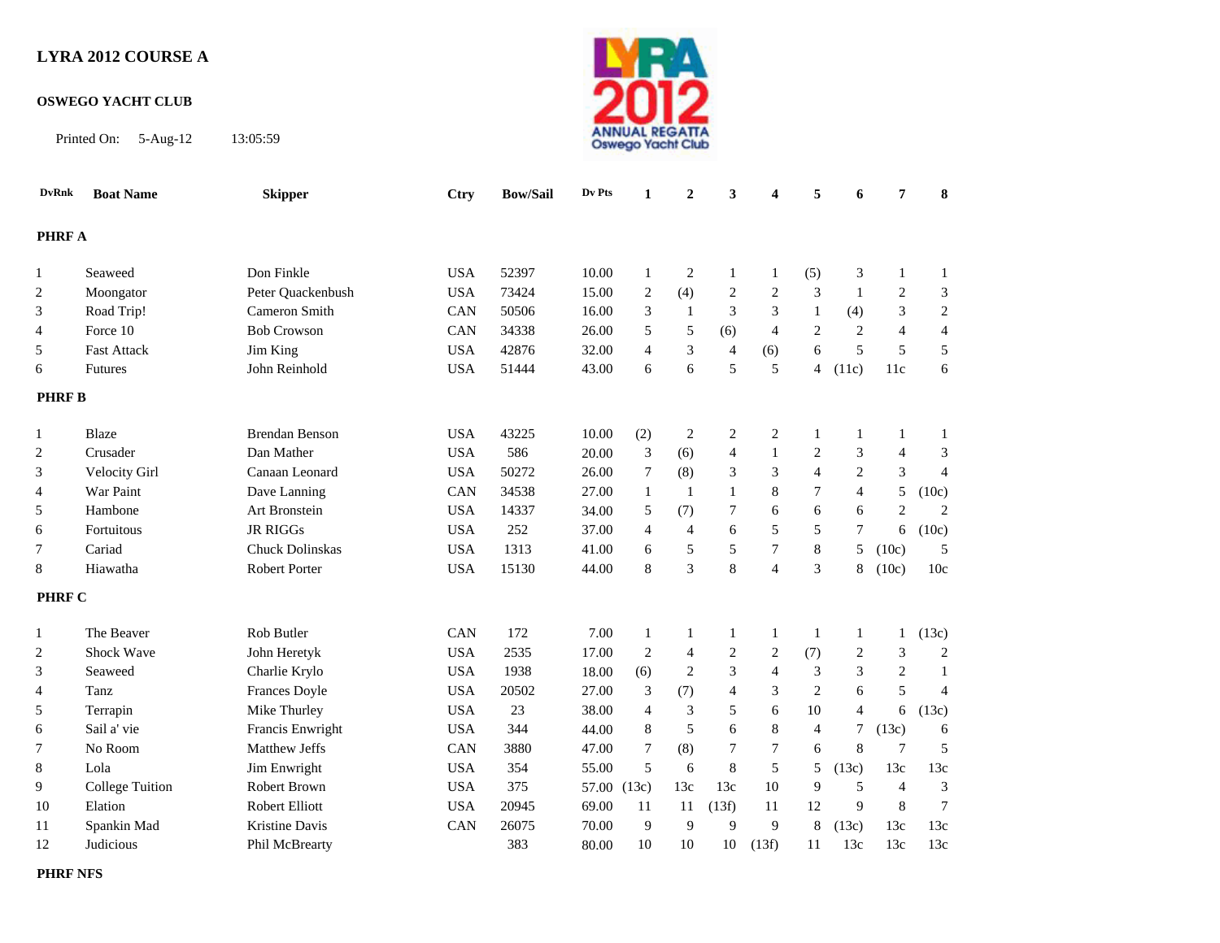# LYRA 2012 COURSE A

## OSWEGO YACHT CLUB

Printed On: 5-Aug-12 13:05:59

| DvRnk | Boat Name | Skipper | Ctry | Bow/Sail | Dv Pts | 1 | 2 | 3 | 4 | 5 | 6 | 7 | 8 |
|---|---|---|---|---|---|---|---|---|---|---|---|---|---|
| **PHRF A** | | | | | | | | | | | | | |
| 1 | Seaweed | Don Finkle | USA | 52397 | 10.00 | 1 | 2 | 1 | 1 | (5) | 3 | 1 | 1 |
| 2 | Moongator | Peter Quackenbush | USA | 73424 | 15.00 | 2 | (4) | 2 | 2 | 3 | 1 | 2 | 3 |
| 3 | Road Trip! | Cameron Smith | CAN | 50506 | 16.00 | 3 | 1 | 3 | 3 | 1 | (4) | 3 | 2 |
| 4 | Force 10 | Bob Crowson | CAN | 34338 | 26.00 | 5 | 5 | (6) | 4 | 2 | 2 | 4 | 4 |
| 5 | Fast Attack | Jim King | USA | 42876 | 32.00 | 4 | 3 | 4 | (6) | 6 | 5 | 5 | 5 |
| 6 | Futures | John Reinhold | USA | 51444 | 43.00 | 6 | 6 | 5 | 5 | 4 | (11c) | 11c | 6 |
| **PHRF B** | | | | | | | | | | | | | |
| 1 | Blaze | Brendan Benson | USA | 43225 | 10.00 | (2) | 2 | 2 | 2 | 1 | 1 | 1 | 1 |
| 2 | Crusader | Dan Mather | USA | 586 | 20.00 | 3 | (6) | 4 | 1 | 2 | 3 | 4 | 3 |
| 3 | Velocity Girl | Canaan Leonard | USA | 50272 | 26.00 | 7 | (8) | 3 | 3 | 4 | 2 | 3 | 4 |
| 4 | War Paint | Dave Lanning | CAN | 34538 | 27.00 | 1 | 1 | 1 | 8 | 7 | 4 | 5 | (10c) |
| 5 | Hambone | Art Bronstein | USA | 14337 | 34.00 | 5 | (7) | 7 | 6 | 6 | 6 | 2 | 2 |
| 6 | Fortuitous | JR RIGGs | USA | 252 | 37.00 | 4 | 4 | 6 | 5 | 5 | 7 | 6 | (10c) |
| 7 | Cariad | Chuck Dolinskas | USA | 1313 | 41.00 | 6 | 5 | 5 | 7 | 8 | 5 | (10c) | 5 |
| 8 | Hiawatha | Robert Porter | USA | 15130 | 44.00 | 8 | 3 | 8 | 4 | 3 | 8 | (10c) | 10c |
| **PHRF C** | | | | | | | | | | | | | |
| 1 | The Beaver | Rob Butler | CAN | 172 | 7.00 | 1 | 1 | 1 | 1 | 1 | 1 | 1 | (13c) |
| 2 | Shock Wave | John Heretyk | USA | 2535 | 17.00 | 2 | 4 | 2 | 2 | (7) | 2 | 3 | 2 |
| 3 | Seaweed | Charlie Krylo | USA | 1938 | 18.00 | (6) | 2 | 3 | 4 | 3 | 3 | 2 | 1 |
| 4 | Tanz | Frances Doyle | USA | 20502 | 27.00 | 3 | (7) | 4 | 3 | 2 | 6 | 5 | 4 |
| 5 | Terrapin | Mike Thurley | USA | 23 | 38.00 | 4 | 3 | 5 | 6 | 10 | 4 | 6 | (13c) |
| 6 | Sail a' vie | Francis Enwright | USA | 344 | 44.00 | 8 | 5 | 6 | 8 | 4 | 7 | (13c) | 6 |
| 7 | No Room | Matthew Jeffs | CAN | 3880 | 47.00 | 7 | (8) | 7 | 7 | 6 | 8 | 7 | 5 |
| 8 | Lola | Jim Enwright | USA | 354 | 55.00 | 5 | 6 | 8 | 5 | 5 | (13c) | 13c | 13c |
| 9 | College Tuition | Robert Brown | USA | 375 | 57.00 | (13c) | 13c | 13c | 10 | 9 | 5 | 4 | 3 |
| 10 | Elation | Robert Elliott | USA | 20945 | 69.00 | 11 | 11 | (13f) | 11 | 12 | 9 | 8 | 7 |
| 11 | Spankin Mad | Kristine Davis | CAN | 26075 | 70.00 | 9 | 9 | 9 | 9 | 8 | (13c) | 13c | 13c |
| 12 | Judicious | Phil McBrearty | | 383 | 80.00 | 10 | 10 | 10 | (13f) | 11 | 13c | 13c | 13c |

**PHRF NFS**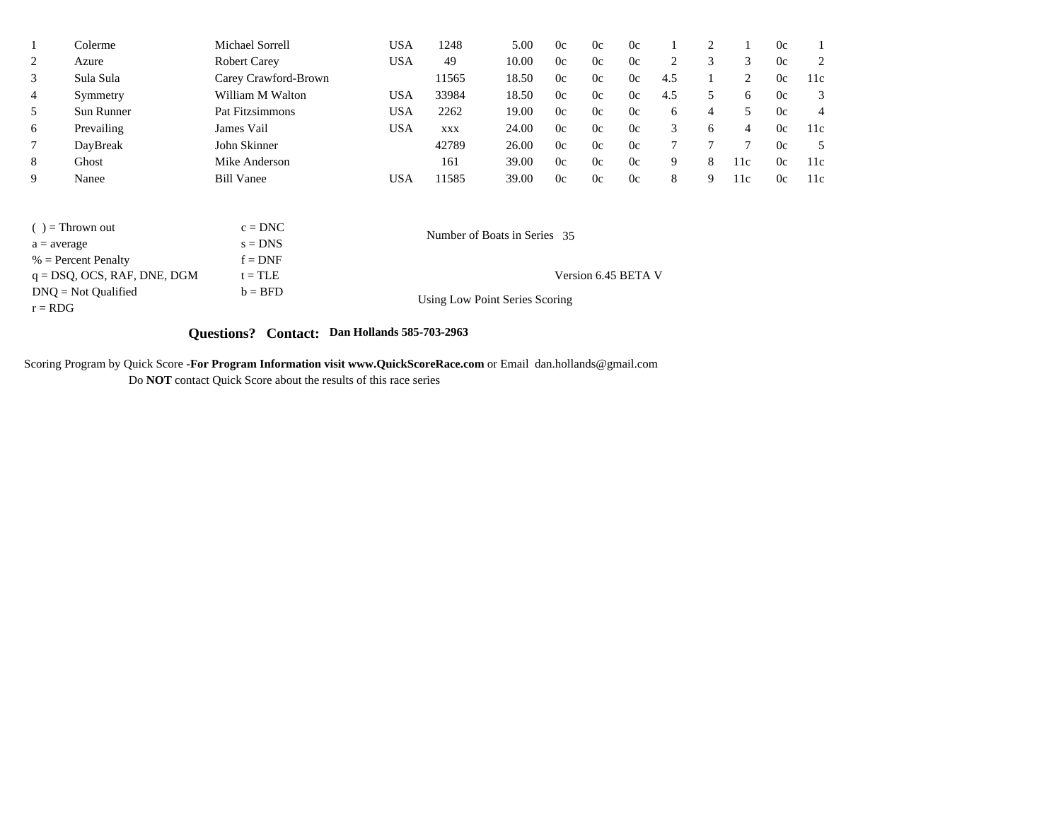| | | | | | | | | | | | | | |
|---|---|---|---|---|---|---|---|---|---|---|---|---|---|
| 1 | Colerme | Michael Sorrell | USA | 1248 | 5.00 | 0c | 0c | 0c | 1 | 2 | 1 | 0c | 1 |
| 2 | Azure | Robert Carey | USA | 49 | 10.00 | 0c | 0c | 0c | 2 | 3 | 3 | 0c | 2 |
| 3 | Sula Sula | Carey Crawford-Brown | | 11565 | 18.50 | 0c | 0c | 0c | 4.5 | 1 | 2 | 0c | 11c |
| 4 | Symmetry | William M Walton | USA | 33984 | 18.50 | 0c | 0c | 0c | 4.5 | 5 | 6 | 0c | 3 |
| 5 | Sun Runner | Pat Fitzsimmons | USA | 2262 | 19.00 | 0c | 0c | 0c | 6 | 4 | 5 | 0c | 4 |
| 6 | Prevailing | James Vail | USA | xxx | 24.00 | 0c | 0c | 0c | 3 | 6 | 4 | 0c | 11c |
| 7 | DayBreak | John Skinner | | 42789 | 26.00 | 0c | 0c | 0c | 7 | 7 | 7 | 0c | 5 |
| 8 | Ghost | Mike Anderson | | 161 | 39.00 | 0c | 0c | 0c | 9 | 8 | 11c | 0c | 11c |
| 9 | Nanee | Bill Vanee | USA | 11585 | 39.00 | 0c | 0c | 0c | 8 | 9 | 11c | 0c | 11c |

( ) = Thrown out
a = average
% = Percent Penalty
q = DSQ, OCS, RAF, DNE, DGM
DNQ = Not Qualified
r = RDG

c = DNC
s = DNS
f = DNF
t = TLE
b = BFD

Number of Boats in Series 35

Version 6.45 BETA V

Using Low Point Series Scoring

**Questions? Contact: Dan Hollands 585-703-2963**

Scoring Program by Quick Score -**For Program Information visit www.QuickScoreRace.com** or Email dan.hollands@gmail.com
Do **NOT** contact Quick Score about the results of this race series